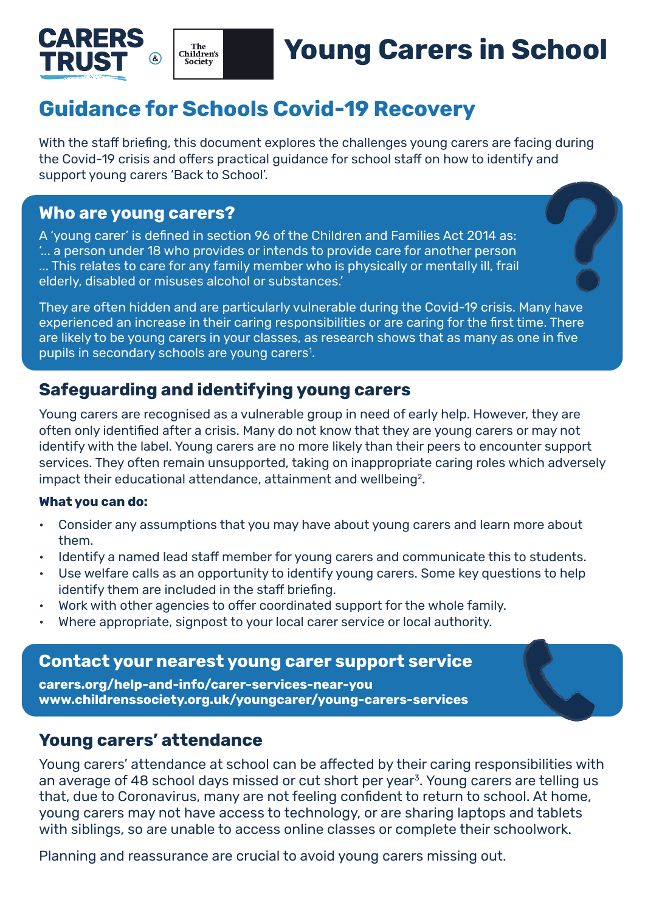CARERS TRUST & The Children's Society

# Young Carers in School

## Guidance for Schools Covid-19 Recovery

With the staff briefing, this document explores the challenges young carers are facing during the Covid-19 crisis and offers practical guidance for school staff on how to identify and support young carers 'Back to School'.

### Who are young carers?

A 'young carer' is defined in section 96 of the Children and Families Act 2014 as: '... a person under 18 who provides or intends to provide care for another person ... This relates to care for any family member who is physically or mentally ill, frail elderly, disabled or misuses alcohol or substances.'

They are often hidden and are particularly vulnerable during the Covid-19 crisis. Many have experienced an increase in their caring responsibilities or are caring for the first time. There are likely to be young carers in your classes, as research shows that as many as one in five pupils in secondary schools are young carers[1].

### Safeguarding and identifying young carers

Young carers are recognised as a vulnerable group in need of early help. However, they are often only identified after a crisis. Many do not know that they are young carers or may not identify with the label. Young carers are no more likely than their peers to encounter support services. They often remain unsupported, taking on inappropriate caring roles which adversely impact their educational attendance, attainment and wellbeing[2].

**What you can do:**

- Consider any assumptions that you may have about young carers and learn more about them.
- Identify a named lead staff member for young carers and communicate this to students.
- Use welfare calls as an opportunity to identify young carers. Some key questions to help identify them are included in the staff briefing.
- Work with other agencies to offer coordinated support for the whole family.
- Where appropriate, signpost to your local carer service or local authority.

### Contact your nearest young carer support service

**carers.org/help-and-info/carer-services-near-you**
**www.childrenssociety.org.uk/youngcarer/young-carers-services**

### Young carers' attendance

Young carers' attendance at school can be affected by their caring responsibilities with an average of 48 school days missed or cut short per year[3]. Young carers are telling us that, due to Coronavirus, many are not feeling confident to return to school. At home, young carers may not have access to technology, or are sharing laptops and tablets with siblings, so are unable to access online classes or complete their schoolwork.

Planning and reassurance are crucial to avoid young carers missing out.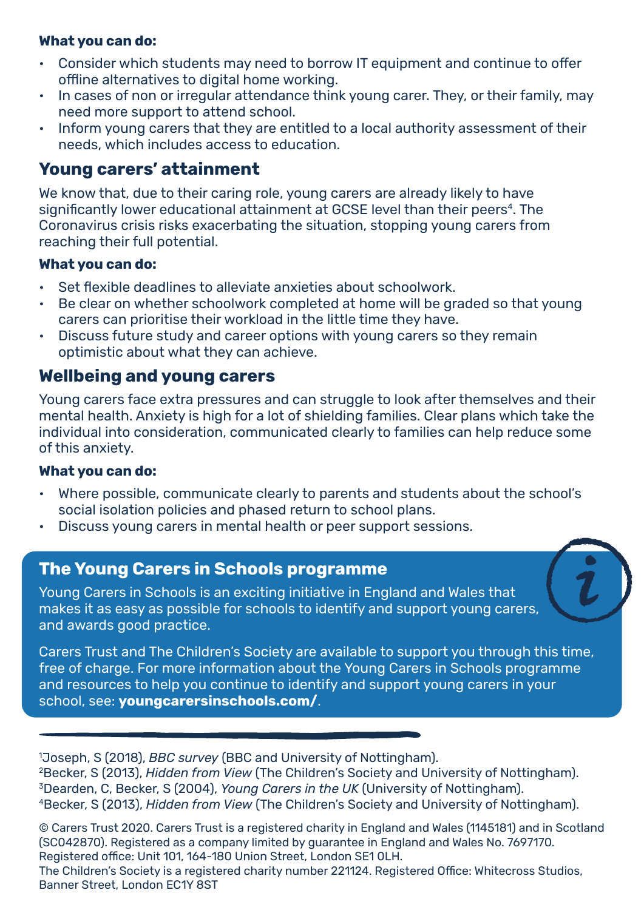**What you can do:**

- Consider which students may need to borrow IT equipment and continue to offer offline alternatives to digital home working.
- In cases of non or irregular attendance think young carer. They, or their family, may need more support to attend school.
- Inform young carers that they are entitled to a local authority assessment of their needs, which includes access to education.

## Young carers' attainment

We know that, due to their caring role, young carers are already likely to have significantly lower educational attainment at GCSE level than their peers[4]. The Coronavirus crisis risks exacerbating the situation, stopping young carers from reaching their full potential.

**What you can do:**

- Set flexible deadlines to alleviate anxieties about schoolwork.
- Be clear on whether schoolwork completed at home will be graded so that young carers can prioritise their workload in the little time they have.
- Discuss future study and career options with young carers so they remain optimistic about what they can achieve.

## Wellbeing and young carers

Young carers face extra pressures and can struggle to look after themselves and their mental health. Anxiety is high for a lot of shielding families. Clear plans which take the individual into consideration, communicated clearly to families can help reduce some of this anxiety.

**What you can do:**

- Where possible, communicate clearly to parents and students about the school's social isolation policies and phased return to school plans.
- Discuss young carers in mental health or peer support sessions.

## The Young Carers in Schools programme

Young Carers in Schools is an exciting initiative in England and Wales that makes it as easy as possible for schools to identify and support young carers, and awards good practice.

Carers Trust and The Children's Society are available to support you through this time, free of charge. For more information about the Young Carers in Schools programme and resources to help you continue to identify and support young carers in your school, see: **youngcarersinschools.com/**.

---

[1] Joseph, S (2018), *BBC survey* (BBC and University of Nottingham).
[2] Becker, S (2013), *Hidden from View* (The Children's Society and University of Nottingham).
[3] Dearden, C, Becker, S (2004), *Young Carers in the UK* (University of Nottingham).
[4] Becker, S (2013), *Hidden from View* (The Children's Society and University of Nottingham).

© Carers Trust 2020. Carers Trust is a registered charity in England and Wales (1145181) and in Scotland (SC042870). Registered as a company limited by guarantee in England and Wales No. 7697170. Registered office: Unit 101, 164-180 Union Street, London SE1 0LH.
The Children's Society is a registered charity number 221124. Registered Office: Whitecross Studios, Banner Street, London EC1Y 8ST